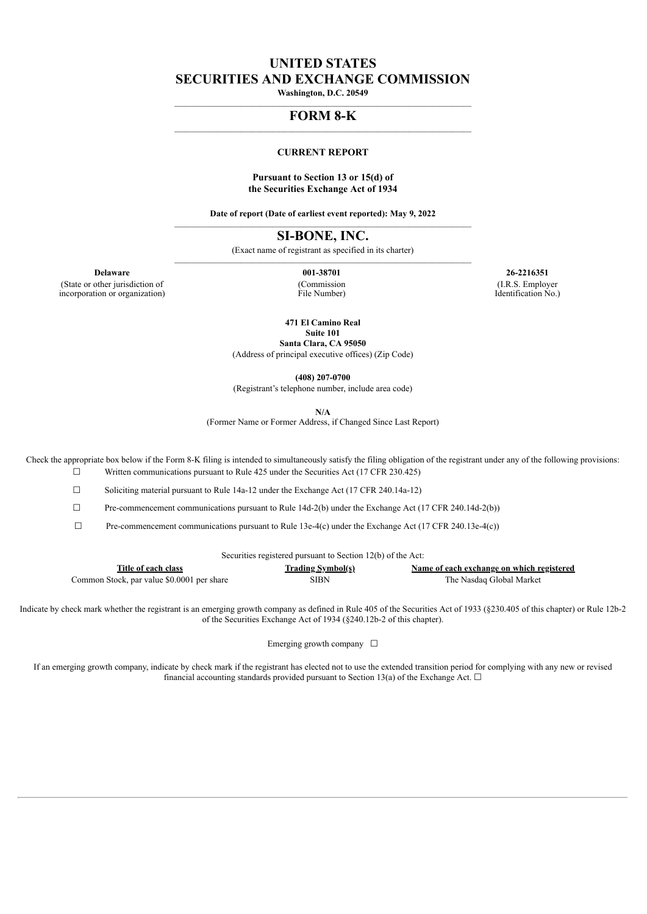# UNITED STATES
# SECURITIES AND EXCHANGE COMMISSION

**Washington, D.C. 20549**

---

## FORM 8-K

---

**CURRENT REPORT**

**Pursuant to Section 13 or 15(d) of the Securities Exchange Act of 1934**

**Date of report (Date of earliest event reported): May 9, 2022**

---

## SI-BONE, INC.

(Exact name of registrant as specified in its charter)

---

| **Delaware** | **001-38701** | **26-2216351** |
|---|---|---|
| (State or other jurisdiction of incorporation or organization) | (Commission File Number) | (I.R.S. Employer Identification No.) |

**471 El Camino Real**
**Suite 101**
**Santa Clara, CA 95050**
(Address of principal executive offices) (Zip Code)

**(408) 207-0700**
(Registrant's telephone number, include area code)

**N/A**
(Former Name or Former Address, if Changed Since Last Report)

Check the appropriate box below if the Form 8-K filing is intended to simultaneously satisfy the filing obligation of the registrant under any of the following provisions:

☐ Written communications pursuant to Rule 425 under the Securities Act (17 CFR 230.425)

☐ Soliciting material pursuant to Rule 14a-12 under the Exchange Act (17 CFR 240.14a-12)

☐ Pre-commencement communications pursuant to Rule 14d-2(b) under the Exchange Act (17 CFR 240.14d-2(b))

☐ Pre-commencement communications pursuant to Rule 13e-4(c) under the Exchange Act (17 CFR 240.13e-4(c))

Securities registered pursuant to Section 12(b) of the Act:

| Title of each class | Trading Symbol(s) | Name of each exchange on which registered |
|---|---|---|
| Common Stock, par value $0.0001 per share | SIBN | The Nasdaq Global Market |

Indicate by check mark whether the registrant is an emerging growth company as defined in Rule 405 of the Securities Act of 1933 (§230.405 of this chapter) or Rule 12b-2 of the Securities Exchange Act of 1934 (§240.12b-2 of this chapter).

Emerging growth company ☐

If an emerging growth company, indicate by check mark if the registrant has elected not to use the extended transition period for complying with any new or revised financial accounting standards provided pursuant to Section 13(a) of the Exchange Act. ☐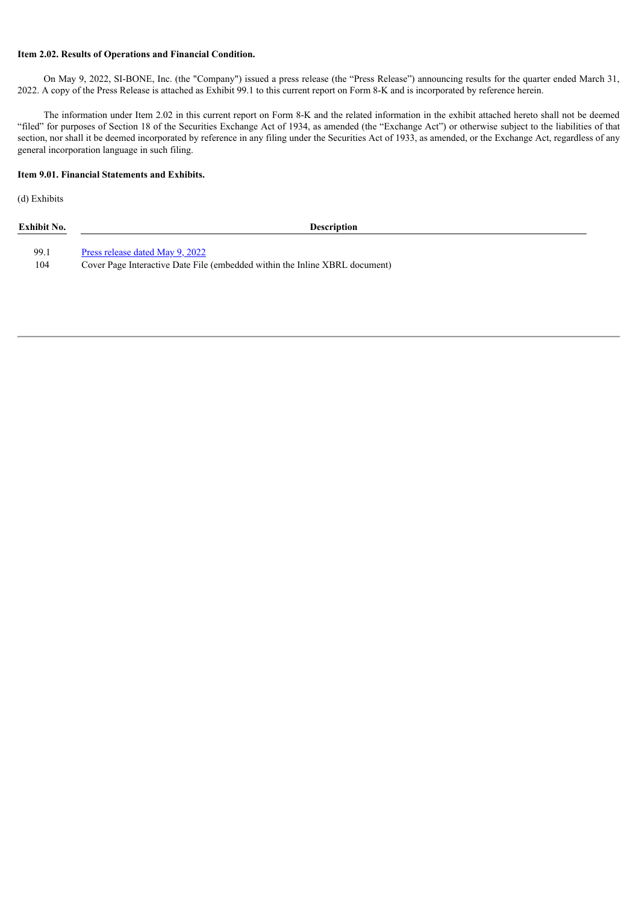**Item 2.02. Results of Operations and Financial Condition.**

On May 9, 2022, SI-BONE, Inc. (the "Company") issued a press release (the "Press Release") announcing results for the quarter ended March 31, 2022. A copy of the Press Release is attached as Exhibit 99.1 to this current report on Form 8-K and is incorporated by reference herein.

The information under Item 2.02 in this current report on Form 8-K and the related information in the exhibit attached hereto shall not be deemed "filed" for purposes of Section 18 of the Securities Exchange Act of 1934, as amended (the "Exchange Act") or otherwise subject to the liabilities of that section, nor shall it be deemed incorporated by reference in any filing under the Securities Act of 1933, as amended, or the Exchange Act, regardless of any general incorporation language in such filing.

**Item 9.01. Financial Statements and Exhibits.**

(d) Exhibits

| Exhibit No. | Description |
| --- | --- |
| 99.1 | Press release dated May 9, 2022 |
| 104 | Cover Page Interactive Date File (embedded within the Inline XBRL document) |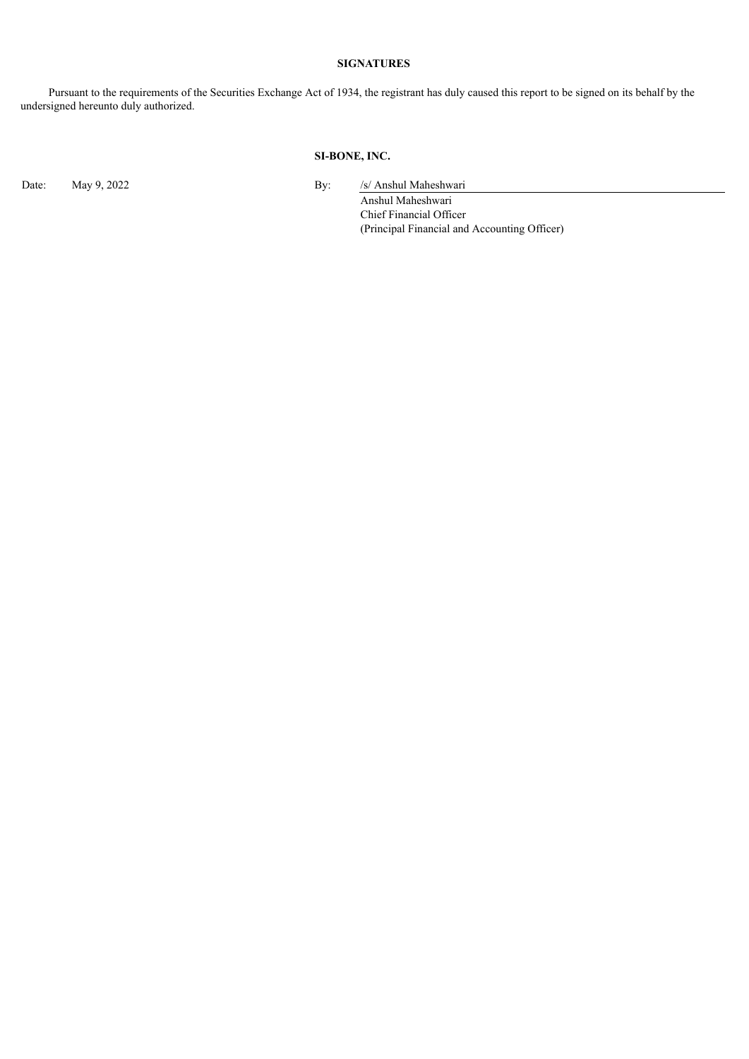**SIGNATURES**

Pursuant to the requirements of the Securities Exchange Act of 1934, the registrant has duly caused this report to be signed on its behalf by the undersigned hereunto duly authorized.

**SI-BONE, INC.**

Date: May 9, 2022

By: /s/ Anshul Maheshwari
Anshul Maheshwari
Chief Financial Officer
(Principal Financial and Accounting Officer)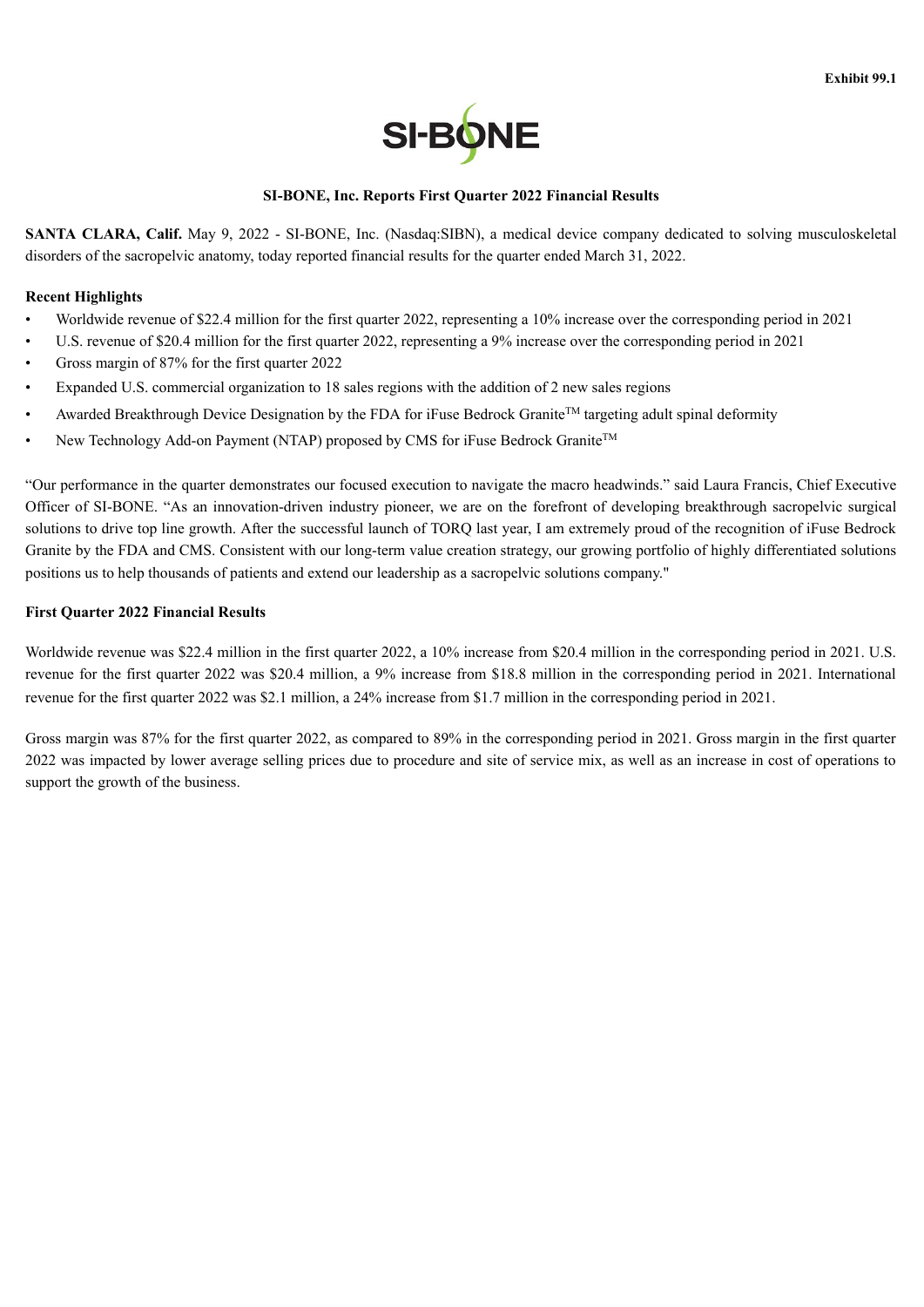Exhibit 99.1

SI-BONE

**SI-BONE, Inc. Reports First Quarter 2022 Financial Results**

**SANTA CLARA, Calif.** May 9, 2022 - SI-BONE, Inc. (Nasdaq:SIBN), a medical device company dedicated to solving musculoskeletal disorders of the sacropelvic anatomy, today reported financial results for the quarter ended March 31, 2022.

**Recent Highlights**

- Worldwide revenue of $22.4 million for the first quarter 2022, representing a 10% increase over the corresponding period in 2021
- U.S. revenue of $20.4 million for the first quarter 2022, representing a 9% increase over the corresponding period in 2021
- Gross margin of 87% for the first quarter 2022
- Expanded U.S. commercial organization to 18 sales regions with the addition of 2 new sales regions
- Awarded Breakthrough Device Designation by the FDA for iFuse Bedrock Granite™ targeting adult spinal deformity
- New Technology Add-on Payment (NTAP) proposed by CMS for iFuse Bedrock Granite™

"Our performance in the quarter demonstrates our focused execution to navigate the macro headwinds." said Laura Francis, Chief Executive Officer of SI-BONE. "As an innovation-driven industry pioneer, we are on the forefront of developing breakthrough sacropelvic surgical solutions to drive top line growth. After the successful launch of TORQ last year, I am extremely proud of the recognition of iFuse Bedrock Granite by the FDA and CMS. Consistent with our long-term value creation strategy, our growing portfolio of highly differentiated solutions positions us to help thousands of patients and extend our leadership as a sacropelvic solutions company."

**First Quarter 2022 Financial Results**

Worldwide revenue was $22.4 million in the first quarter 2022, a 10% increase from $20.4 million in the corresponding period in 2021. U.S. revenue for the first quarter 2022 was $20.4 million, a 9% increase from $18.8 million in the corresponding period in 2021. International revenue for the first quarter 2022 was $2.1 million, a 24% increase from $1.7 million in the corresponding period in 2021.

Gross margin was 87% for the first quarter 2022, as compared to 89% in the corresponding period in 2021. Gross margin in the first quarter 2022 was impacted by lower average selling prices due to procedure and site of service mix, as well as an increase in cost of operations to support the growth of the business.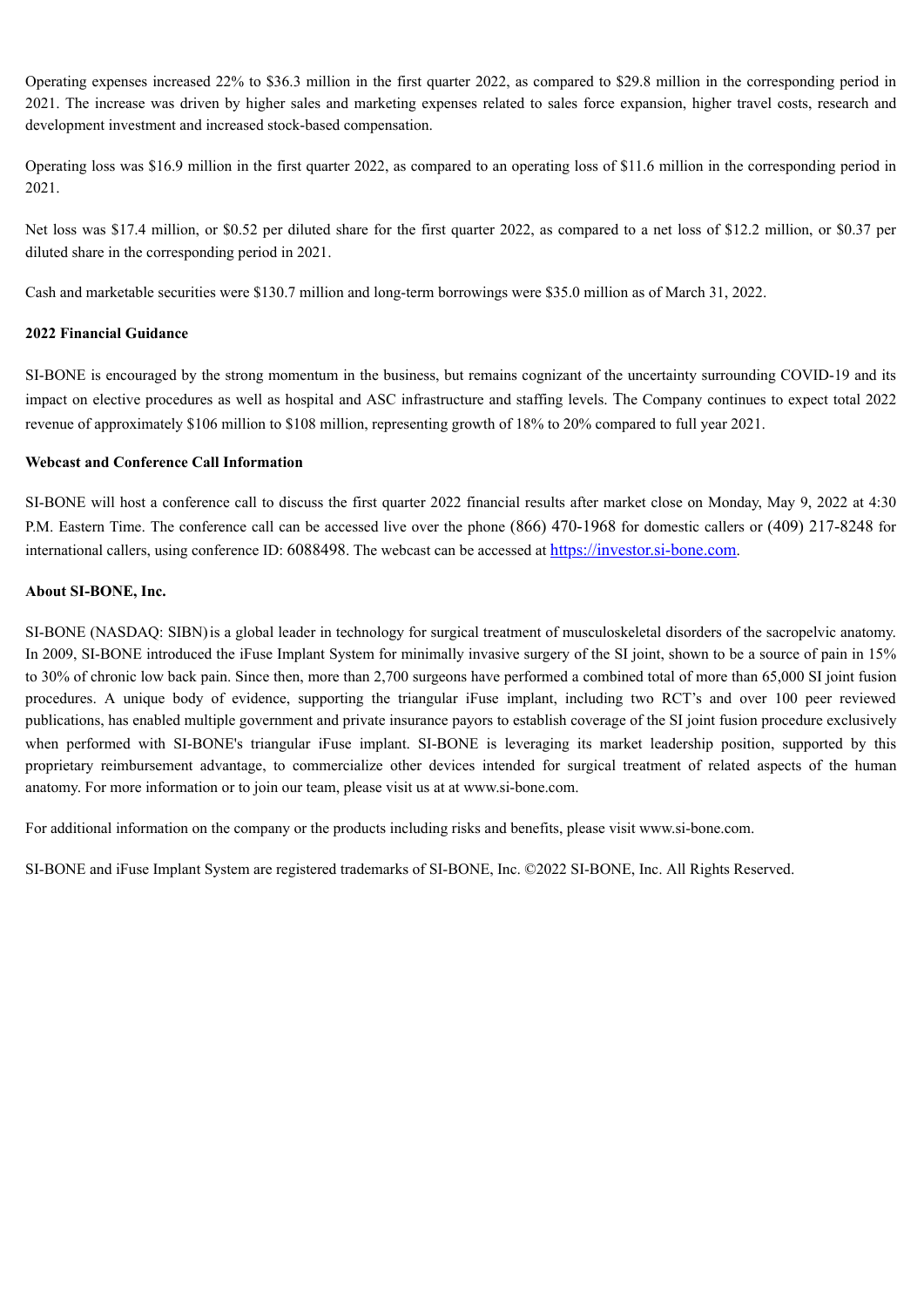Operating expenses increased 22% to $36.3 million in the first quarter 2022, as compared to $29.8 million in the corresponding period in 2021. The increase was driven by higher sales and marketing expenses related to sales force expansion, higher travel costs, research and development investment and increased stock-based compensation.

Operating loss was $16.9 million in the first quarter 2022, as compared to an operating loss of $11.6 million in the corresponding period in 2021.

Net loss was $17.4 million, or $0.52 per diluted share for the first quarter 2022, as compared to a net loss of $12.2 million, or $0.37 per diluted share in the corresponding period in 2021.

Cash and marketable securities were $130.7 million and long-term borrowings were $35.0 million as of March 31, 2022.

**2022 Financial Guidance**

SI-BONE is encouraged by the strong momentum in the business, but remains cognizant of the uncertainty surrounding COVID-19 and its impact on elective procedures as well as hospital and ASC infrastructure and staffing levels. The Company continues to expect total 2022 revenue of approximately $106 million to $108 million, representing growth of 18% to 20% compared to full year 2021.

**Webcast and Conference Call Information**

SI-BONE will host a conference call to discuss the first quarter 2022 financial results after market close on Monday, May 9, 2022 at 4:30 P.M. Eastern Time. The conference call can be accessed live over the phone (866) 470-1968 for domestic callers or (409) 217-8248 for international callers, using conference ID: 6088498. The webcast can be accessed at https://investor.si-bone.com.

**About SI-BONE, Inc.**

SI-BONE (NASDAQ: SIBN) is a global leader in technology for surgical treatment of musculoskeletal disorders of the sacropelvic anatomy. In 2009, SI-BONE introduced the iFuse Implant System for minimally invasive surgery of the SI joint, shown to be a source of pain in 15% to 30% of chronic low back pain. Since then, more than 2,700 surgeons have performed a combined total of more than 65,000 SI joint fusion procedures. A unique body of evidence, supporting the triangular iFuse implant, including two RCT's and over 100 peer reviewed publications, has enabled multiple government and private insurance payors to establish coverage of the SI joint fusion procedure exclusively when performed with SI-BONE's triangular iFuse implant. SI-BONE is leveraging its market leadership position, supported by this proprietary reimbursement advantage, to commercialize other devices intended for surgical treatment of related aspects of the human anatomy. For more information or to join our team, please visit us at at www.si-bone.com.

For additional information on the company or the products including risks and benefits, please visit www.si-bone.com.

SI-BONE and iFuse Implant System are registered trademarks of SI-BONE, Inc. ©2022 SI-BONE, Inc. All Rights Reserved.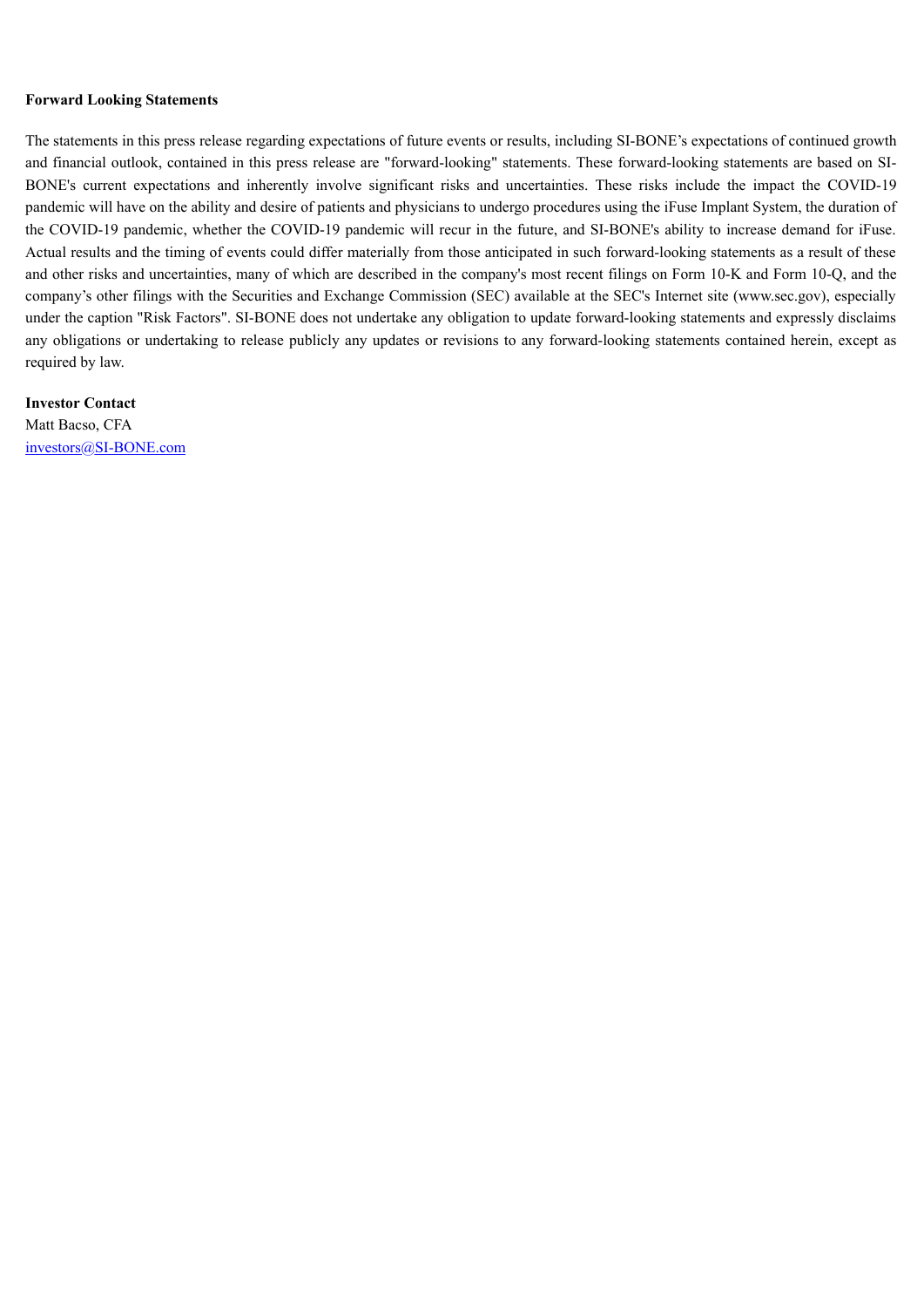**Forward Looking Statements**

The statements in this press release regarding expectations of future events or results, including SI-BONE's expectations of continued growth and financial outlook, contained in this press release are "forward-looking" statements. These forward-looking statements are based on SI-BONE's current expectations and inherently involve significant risks and uncertainties. These risks include the impact the COVID-19 pandemic will have on the ability and desire of patients and physicians to undergo procedures using the iFuse Implant System, the duration of the COVID-19 pandemic, whether the COVID-19 pandemic will recur in the future, and SI-BONE's ability to increase demand for iFuse. Actual results and the timing of events could differ materially from those anticipated in such forward-looking statements as a result of these and other risks and uncertainties, many of which are described in the company's most recent filings on Form 10-K and Form 10-Q, and the company's other filings with the Securities and Exchange Commission (SEC) available at the SEC's Internet site (www.sec.gov), especially under the caption "Risk Factors". SI-BONE does not undertake any obligation to update forward-looking statements and expressly disclaims any obligations or undertaking to release publicly any updates or revisions to any forward-looking statements contained herein, except as required by law.

**Investor Contact**
Matt Bacso, CFA
investors@SI-BONE.com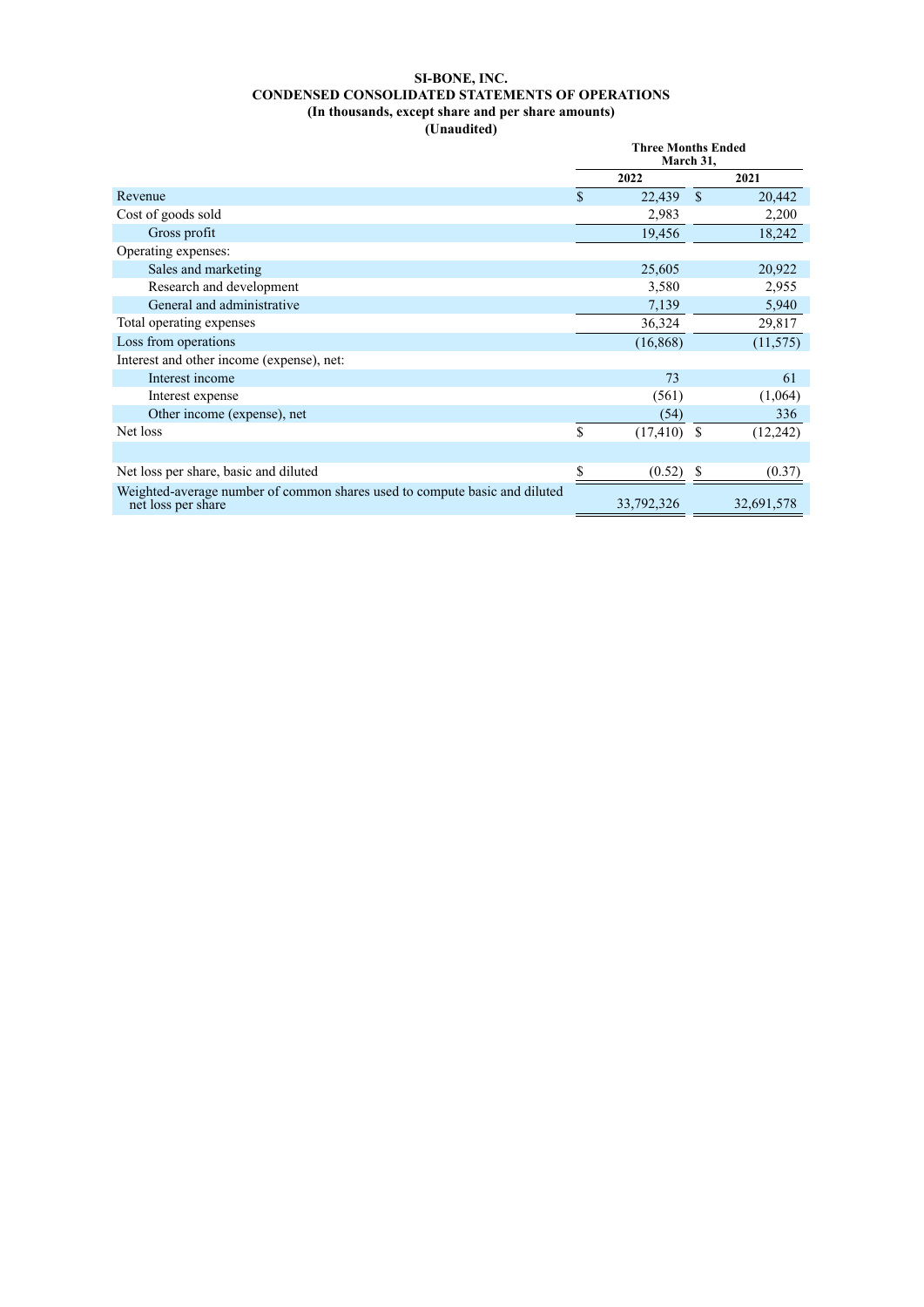**SI-BONE, INC.**
**CONDENSED CONSOLIDATED STATEMENTS OF OPERATIONS**
**(In thousands, except share and per share amounts)**
**(Unaudited)**

| | Three Months Ended March 31, | |
|---|---|---|
| | **2022** | **2021** |
| Revenue | $ 22,439 | $ 20,442 |
| Cost of goods sold | 2,983 | 2,200 |
| Gross profit | 19,456 | 18,242 |
| Operating expenses: | | |
| Sales and marketing | 25,605 | 20,922 |
| Research and development | 3,580 | 2,955 |
| General and administrative | 7,139 | 5,940 |
| Total operating expenses | 36,324 | 29,817 |
| Loss from operations | (16,868) | (11,575) |
| Interest and other income (expense), net: | | |
| Interest income | 73 | 61 |
| Interest expense | (561) | (1,064) |
| Other income (expense), net | (54) | 336 |
| Net loss | $ (17,410) | $ (12,242) |
| | | |
| Net loss per share, basic and diluted | $ (0.52) | $ (0.37) |
| Weighted-average number of common shares used to compute basic and diluted net loss per share | 33,792,326 | 32,691,578 |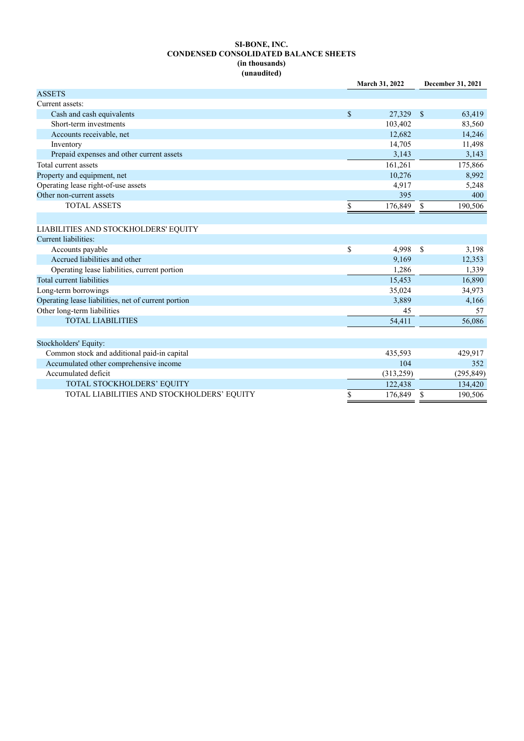**SI-BONE, INC.**
**CONDENSED CONSOLIDATED BALANCE SHEETS**
**(in thousands)**
**(unaudited)**

| | March 31, 2022 | December 31, 2021 |
|---|---|---|
| ASSETS | | |
| Current assets: | | |
| Cash and cash equivalents | $ 27,329 | $ 63,419 |
| Short-term investments | 103,402 | 83,560 |
| Accounts receivable, net | 12,682 | 14,246 |
| Inventory | 14,705 | 11,498 |
| Prepaid expenses and other current assets | 3,143 | 3,143 |
| Total current assets | 161,261 | 175,866 |
| Property and equipment, net | 10,276 | 8,992 |
| Operating lease right-of-use assets | 4,917 | 5,248 |
| Other non-current assets | 395 | 400 |
| TOTAL ASSETS | $ 176,849 | $ 190,506 |
| | | |
| LIABILITIES AND STOCKHOLDERS' EQUITY | | |
| Current liabilities: | | |
| Accounts payable | $ 4,998 | $ 3,198 |
| Accrued liabilities and other | 9,169 | 12,353 |
| Operating lease liabilities, current portion | 1,286 | 1,339 |
| Total current liabilities | 15,453 | 16,890 |
| Long-term borrowings | 35,024 | 34,973 |
| Operating lease liabilities, net of current portion | 3,889 | 4,166 |
| Other long-term liabilities | 45 | 57 |
| TOTAL LIABILITIES | 54,411 | 56,086 |
| | | |
| Stockholders' Equity: | | |
| Common stock and additional paid-in capital | 435,593 | 429,917 |
| Accumulated other comprehensive income | 104 | 352 |
| Accumulated deficit | (313,259) | (295,849) |
| TOTAL STOCKHOLDERS' EQUITY | 122,438 | 134,420 |
| TOTAL LIABILITIES AND STOCKHOLDERS' EQUITY | $ 176,849 | $ 190,506 |